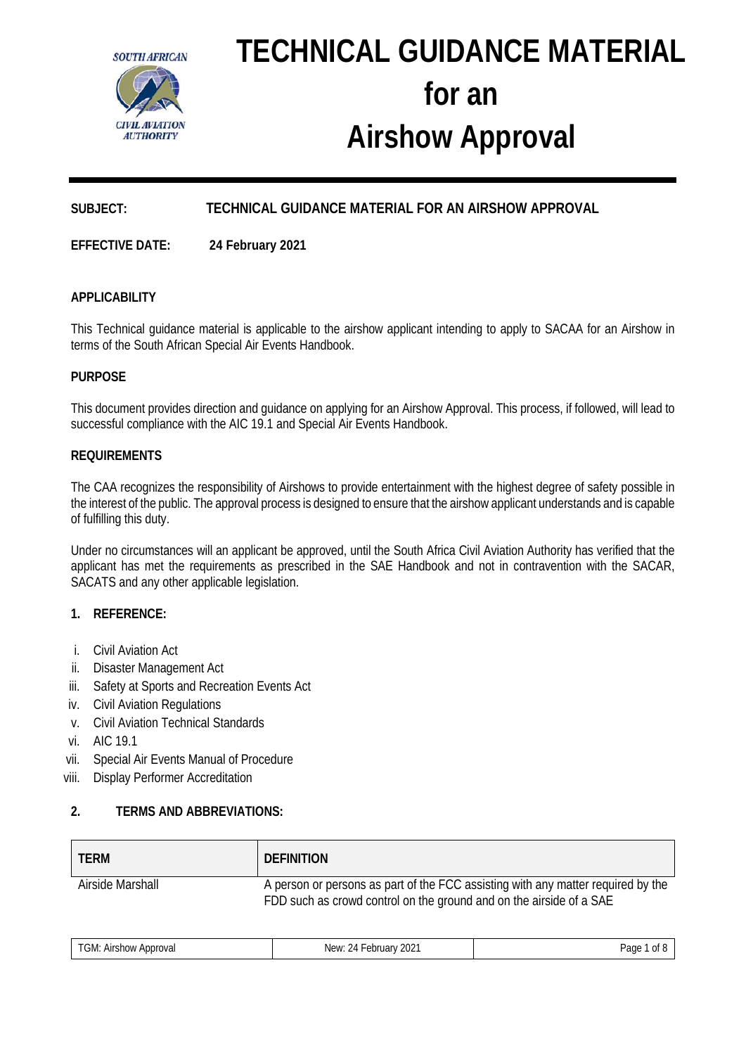# TECHNICAL GUIDANCE MATERIAL for an Airshow Approval

**SUBJECT:** **TECHNICAL GUIDANCE MATERIAL FOR AN AIRSHOW APPROVAL**

**EFFECTIVE DATE:** **24 February 2021**

**APPLICABILITY**

This Technical guidance material is applicable to the airshow applicant intending to apply to SACAA for an Airshow in terms of the South African Special Air Events Handbook.

**PURPOSE**

This document provides direction and guidance on applying for an Airshow Approval. This process, if followed, will lead to successful compliance with the AIC 19.1 and Special Air Events Handbook.

**REQUIREMENTS**

The CAA recognizes the responsibility of Airshows to provide entertainment with the highest degree of safety possible in the interest of the public. The approval process is designed to ensure that the airshow applicant understands and is capable of fulfilling this duty.

Under no circumstances will an applicant be approved, until the South Africa Civil Aviation Authority has verified that the applicant has met the requirements as prescribed in the SAE Handbook and not in contravention with the SACAR, SACATS and any other applicable legislation.

**1. REFERENCE:**

i. Civil Aviation Act
ii. Disaster Management Act
iii. Safety at Sports and Recreation Events Act
iv. Civil Aviation Regulations
v. Civil Aviation Technical Standards
vi. AIC 19.1
vii. Special Air Events Manual of Procedure
viii. Display Performer Accreditation

**2. TERMS AND ABBREVIATIONS:**

| TERM | DEFINITION |
|---|---|
| Airside Marshall | A person or persons as part of the FCC assisting with any matter required by the FDD such as crowd control on the ground and on the airside of a SAE |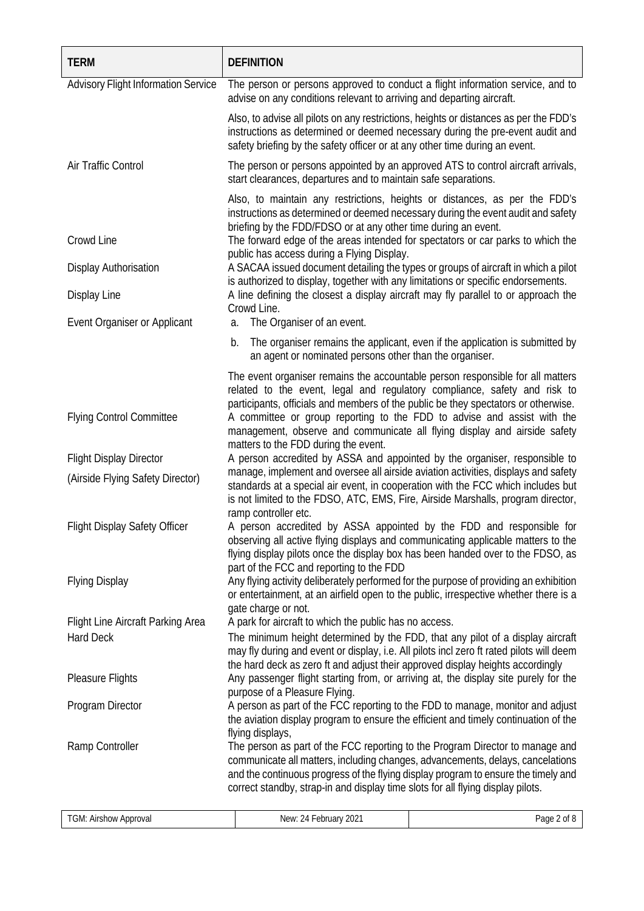| TERM | DEFINITION |
|---|---|
| Advisory Flight Information Service | The person or persons approved to conduct a flight information service, and to advise on any conditions relevant to arriving and departing aircraft.<br><br>Also, to advise all pilots on any restrictions, heights or distances as per the FDD's instructions as determined or deemed necessary during the pre-event audit and safety briefing by the safety officer or at any other time during an event. |
| Air Traffic Control | The person or persons appointed by an approved ATS to control aircraft arrivals, start clearances, departures and to maintain safe separations.<br><br>Also, to maintain any restrictions, heights or distances, as per the FDD's instructions as determined or deemed necessary during the event audit and safety briefing by the FDD/FDSO or at any other time during an event. |
| Crowd Line | The forward edge of the areas intended for spectators or car parks to which the public has access during a Flying Display. |
| Display Authorisation | A SACAA issued document detailing the types or groups of aircraft in which a pilot is authorized to display, together with any limitations or specific endorsements. |
| Display Line | A line defining the closest a display aircraft may fly parallel to or approach the Crowd Line. |
| Event Organiser or Applicant | a. The Organiser of an event.<br><br>b. The organiser remains the applicant, even if the application is submitted by an agent or nominated persons other than the organiser.<br><br>The event organiser remains the accountable person responsible for all matters related to the event, legal and regulatory compliance, safety and risk to participants, officials and members of the public be they spectators or otherwise. |
| Flying Control Committee | A committee or group reporting to the FDD to advise and assist with the management, observe and communicate all flying display and airside safety matters to the FDD during the event. |
| Flight Display Director<br><br>(Airside Flying Safety Director) | A person accredited by ASSA and appointed by the organiser, responsible to manage, implement and oversee all airside aviation activities, displays and safety standards at a special air event, in cooperation with the FCC which includes but is not limited to the FDSO, ATC, EMS, Fire, Airside Marshalls, program director, ramp controller etc. |
| Flight Display Safety Officer | A person accredited by ASSA appointed by the FDD and responsible for observing all active flying displays and communicating applicable matters to the flying display pilots once the display box has been handed over to the FDSO, as part of the FCC and reporting to the FDD |
| Flying Display | Any flying activity deliberately performed for the purpose of providing an exhibition or entertainment, at an airfield open to the public, irrespective whether there is a gate charge or not. |
| Flight Line Aircraft Parking Area | A park for aircraft to which the public has no access. |
| Hard Deck | The minimum height determined by the FDD, that any pilot of a display aircraft may fly during and event or display, i.e. All pilots incl zero ft rated pilots will deem the hard deck as zero ft and adjust their approved display heights accordingly |
| Pleasure Flights | Any passenger flight starting from, or arriving at, the display site purely for the purpose of a Pleasure Flying. |
| Program Director | A person as part of the FCC reporting to the FDD to manage, monitor and adjust the aviation display program to ensure the efficient and timely continuation of the flying displays, |
| Ramp Controller | The person as part of the FCC reporting to the Program Director to manage and communicate all matters, including changes, advancements, delays, cancelations and the continuous progress of the flying display program to ensure the timely and correct standby, strap-in and display time slots for all flying display pilots. |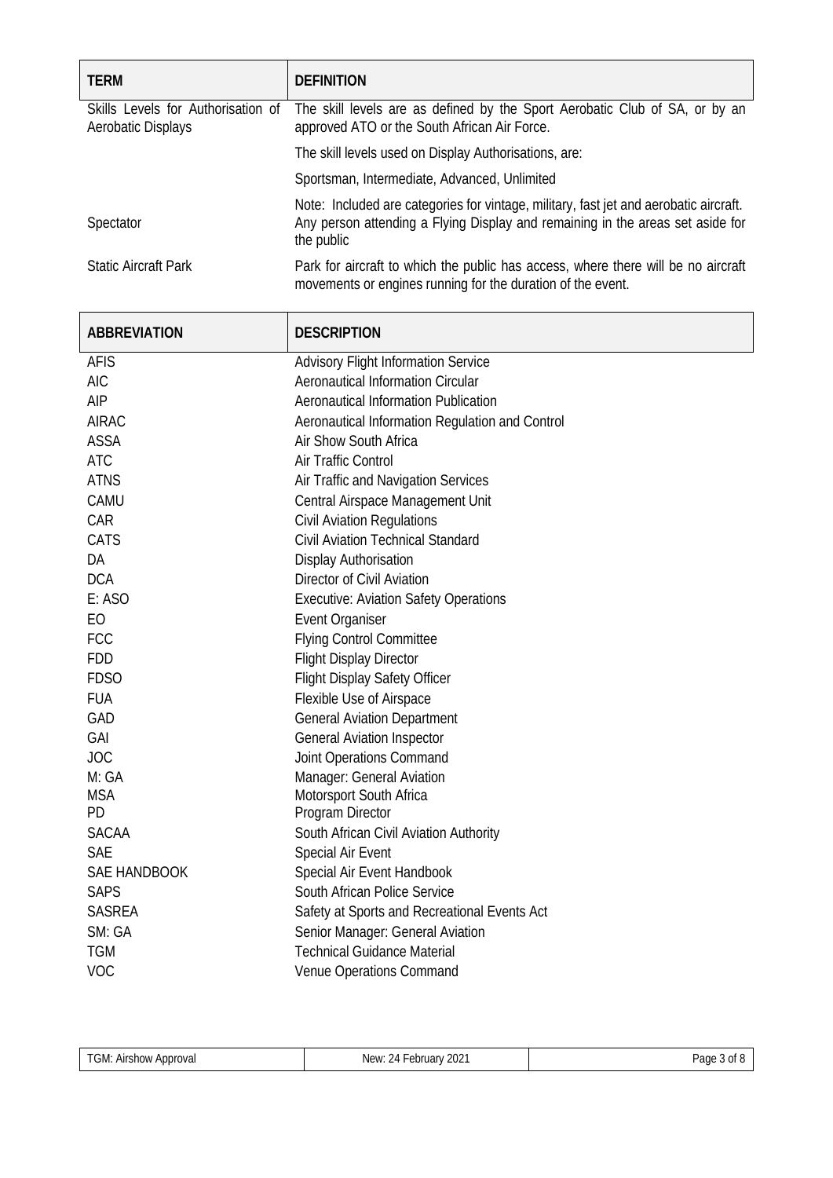| TERM | DEFINITION |
|---|---|
| Skills Levels for Authorisation of Aerobatic Displays | The skill levels are as defined by the Sport Aerobatic Club of SA, or by an approved ATO or the South African Air Force.<br>The skill levels used on Display Authorisations, are:<br>Sportsman, Intermediate, Advanced, Unlimited<br>Note: Included are categories for vintage, military, fast jet and aerobatic aircraft. |
| Spectator | Any person attending a Flying Display and remaining in the areas set aside for the public |
| Static Aircraft Park | Park for aircraft to which the public has access, where there will be no aircraft movements or engines running for the duration of the event. |

| ABBREVIATION | DESCRIPTION |
|---|---|
| AFIS | Advisory Flight Information Service |
| AIC | Aeronautical Information Circular |
| AIP | Aeronautical Information Publication |
| AIRAC | Aeronautical Information Regulation and Control |
| ASSA | Air Show South Africa |
| ATC | Air Traffic Control |
| ATNS | Air Traffic and Navigation Services |
| CAMU | Central Airspace Management Unit |
| CAR | Civil Aviation Regulations |
| CATS | Civil Aviation Technical Standard |
| DA | Display Authorisation |
| DCA | Director of Civil Aviation |
| E: ASO | Executive: Aviation Safety Operations |
| EO | Event Organiser |
| FCC | Flying Control Committee |
| FDD | Flight Display Director |
| FDSO | Flight Display Safety Officer |
| FUA | Flexible Use of Airspace |
| GAD | General Aviation Department |
| GAI | General Aviation Inspector |
| JOC | Joint Operations Command |
| M: GA | Manager: General Aviation |
| MSA | Motorsport South Africa |
| PD | Program Director |
| SACAA | South African Civil Aviation Authority |
| SAE | Special Air Event |
| SAE HANDBOOK | Special Air Event Handbook |
| SAPS | South African Police Service |
| SASREA | Safety at Sports and Recreational Events Act |
| SM: GA | Senior Manager: General Aviation |
| TGM | Technical Guidance Material |
| VOC | Venue Operations Command |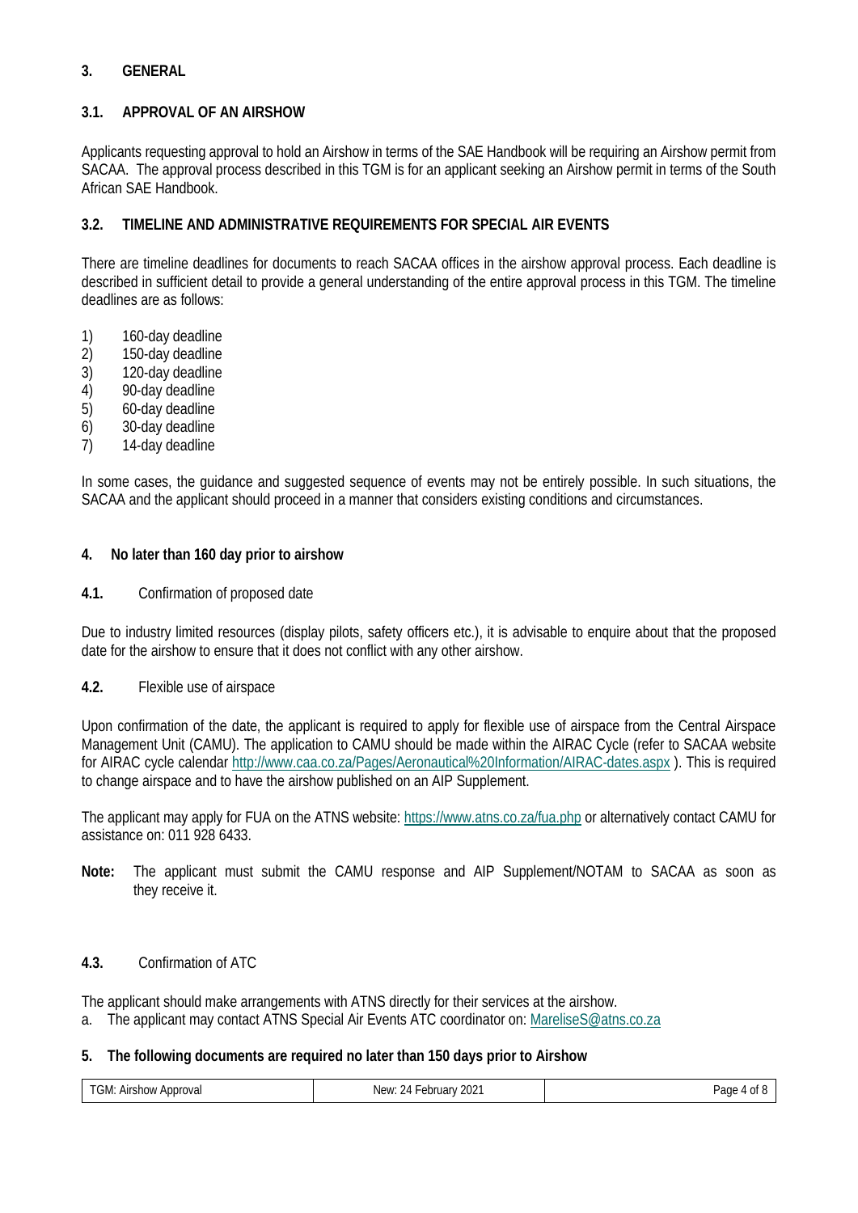## 3. GENERAL

### 3.1. APPROVAL OF AN AIRSHOW

Applicants requesting approval to hold an Airshow in terms of the SAE Handbook will be requiring an Airshow permit from SACAA. The approval process described in this TGM is for an applicant seeking an Airshow permit in terms of the South African SAE Handbook.

### 3.2. TIMELINE AND ADMINISTRATIVE REQUIREMENTS FOR SPECIAL AIR EVENTS

There are timeline deadlines for documents to reach SACAA offices in the airshow approval process. Each deadline is described in sufficient detail to provide a general understanding of the entire approval process in this TGM. The timeline deadlines are as follows:

1) 160-day deadline
2) 150-day deadline
3) 120-day deadline
4) 90-day deadline
5) 60-day deadline
6) 30-day deadline
7) 14-day deadline

In some cases, the guidance and suggested sequence of events may not be entirely possible. In such situations, the SACAA and the applicant should proceed in a manner that considers existing conditions and circumstances.

## 4. No later than 160 day prior to airshow

**4.1.** Confirmation of proposed date

Due to industry limited resources (display pilots, safety officers etc.), it is advisable to enquire about that the proposed date for the airshow to ensure that it does not conflict with any other airshow.

**4.2.** Flexible use of airspace

Upon confirmation of the date, the applicant is required to apply for flexible use of airspace from the Central Airspace Management Unit (CAMU). The application to CAMU should be made within the AIRAC Cycle (refer to SACAA website for AIRAC cycle calendar http://www.caa.co.za/Pages/Aeronautical%20Information/AIRAC-dates.aspx ). This is required to change airspace and to have the airshow published on an AIP Supplement.

The applicant may apply for FUA on the ATNS website: https://www.atns.co.za/fua.php or alternatively contact CAMU for assistance on: 011 928 6433.

**Note:** The applicant must submit the CAMU response and AIP Supplement/NOTAM to SACAA as soon as they receive it.

**4.3.** Confirmation of ATC

The applicant should make arrangements with ATNS directly for their services at the airshow.

a. The applicant may contact ATNS Special Air Events ATC coordinator on: MareliseS@atns.co.za

## 5. The following documents are required no later than 150 days prior to Airshow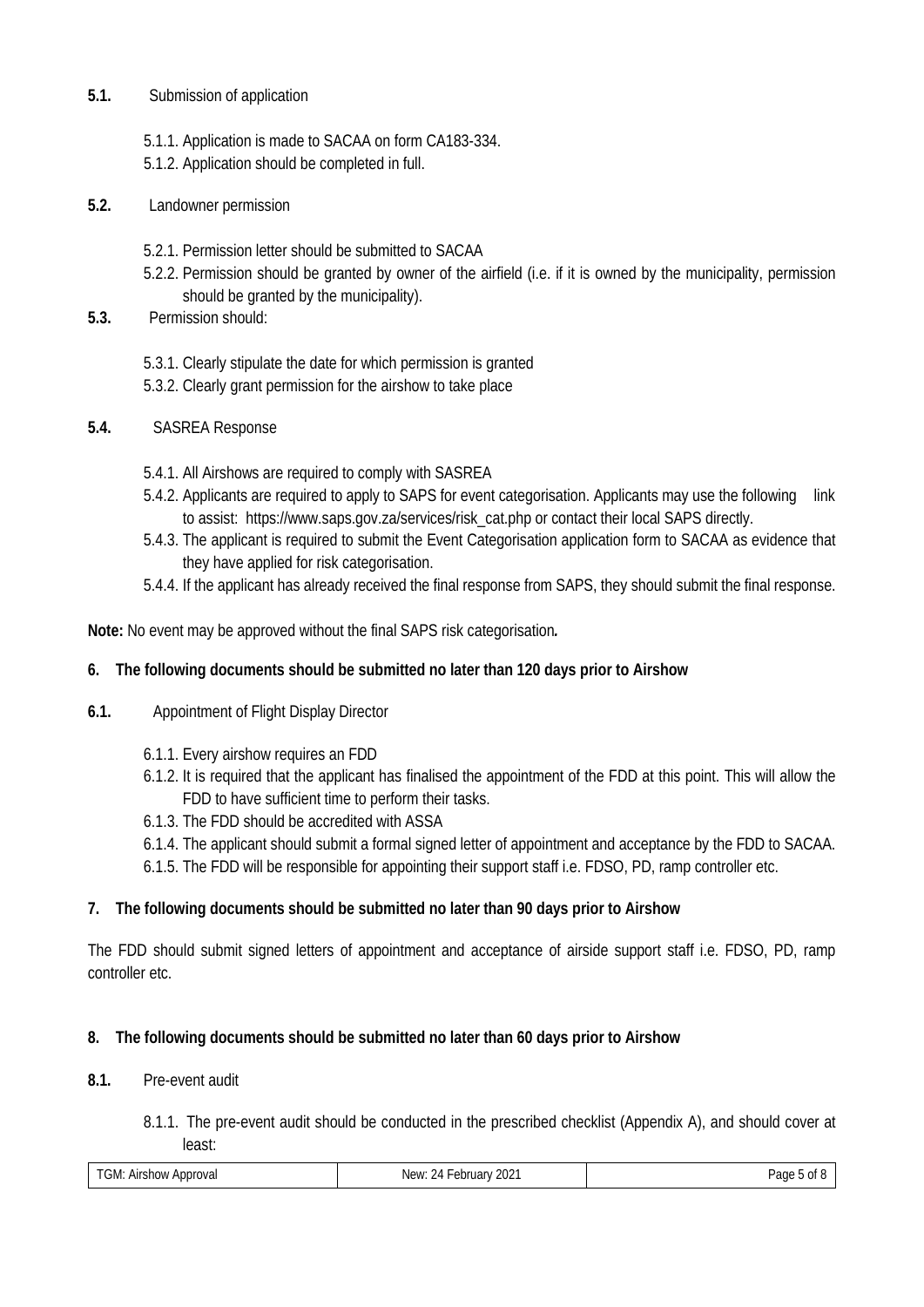**5.1.** Submission of application

5.1.1. Application is made to SACAA on form CA183-334.
5.1.2. Application should be completed in full.

**5.2.** Landowner permission

5.2.1. Permission letter should be submitted to SACAA
5.2.2. Permission should be granted by owner of the airfield (i.e. if it is owned by the municipality, permission should be granted by the municipality).

**5.3.** Permission should:

5.3.1. Clearly stipulate the date for which permission is granted
5.3.2. Clearly grant permission for the airshow to take place

**5.4.** SASREA Response

5.4.1. All Airshows are required to comply with SASREA
5.4.2. Applicants are required to apply to SAPS for event categorisation. Applicants may use the following link to assist: https://www.saps.gov.za/services/risk_cat.php or contact their local SAPS directly.
5.4.3. The applicant is required to submit the Event Categorisation application form to SACAA as evidence that they have applied for risk categorisation.
5.4.4. If the applicant has already received the final response from SAPS, they should submit the final response.

**Note:** No event may be approved without the final SAPS risk categorisation***.***

## 6. The following documents should be submitted no later than 120 days prior to Airshow

**6.1.** Appointment of Flight Display Director

6.1.1. Every airshow requires an FDD
6.1.2. It is required that the applicant has finalised the appointment of the FDD at this point. This will allow the FDD to have sufficient time to perform their tasks.
6.1.3. The FDD should be accredited with ASSA
6.1.4. The applicant should submit a formal signed letter of appointment and acceptance by the FDD to SACAA.
6.1.5. The FDD will be responsible for appointing their support staff i.e. FDSO, PD, ramp controller etc.

## 7. The following documents should be submitted no later than 90 days prior to Airshow

The FDD should submit signed letters of appointment and acceptance of airside support staff i.e. FDSO, PD, ramp controller etc.

## 8. The following documents should be submitted no later than 60 days prior to Airshow

**8.1.** Pre-event audit

8.1.1. The pre-event audit should be conducted in the prescribed checklist (Appendix A), and should cover at least: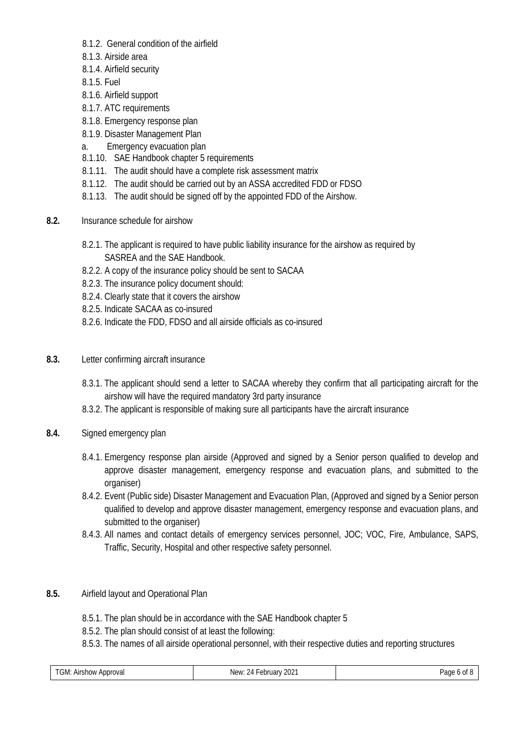8.1.2. General condition of the airfield

8.1.3. Airside area

8.1.4. Airfield security

8.1.5. Fuel

8.1.6. Airfield support

8.1.7. ATC requirements

8.1.8. Emergency response plan

8.1.9. Disaster Management Plan

a. Emergency evacuation plan

8.1.10. SAE Handbook chapter 5 requirements

8.1.11. The audit should have a complete risk assessment matrix

8.1.12. The audit should be carried out by an ASSA accredited FDD or FDSO

8.1.13. The audit should be signed off by the appointed FDD of the Airshow.

**8.2.** Insurance schedule for airshow

8.2.1. The applicant is required to have public liability insurance for the airshow as required by SASREA and the SAE Handbook.

8.2.2. A copy of the insurance policy should be sent to SACAA

8.2.3. The insurance policy document should:

8.2.4. Clearly state that it covers the airshow

8.2.5. Indicate SACAA as co-insured

8.2.6. Indicate the FDD, FDSO and all airside officials as co-insured

**8.3.** Letter confirming aircraft insurance

8.3.1. The applicant should send a letter to SACAA whereby they confirm that all participating aircraft for the airshow will have the required mandatory 3rd party insurance

8.3.2. The applicant is responsible of making sure all participants have the aircraft insurance

**8.4.** Signed emergency plan

8.4.1. Emergency response plan airside (Approved and signed by a Senior person qualified to develop and approve disaster management, emergency response and evacuation plans, and submitted to the organiser)

8.4.2. Event (Public side) Disaster Management and Evacuation Plan, (Approved and signed by a Senior person qualified to develop and approve disaster management, emergency response and evacuation plans, and submitted to the organiser)

8.4.3. All names and contact details of emergency services personnel, JOC; VOC, Fire, Ambulance, SAPS, Traffic, Security, Hospital and other respective safety personnel.

**8.5.** Airfield layout and Operational Plan

8.5.1. The plan should be in accordance with the SAE Handbook chapter 5

8.5.2. The plan should consist of at least the following:

8.5.3. The names of all airside operational personnel, with their respective duties and reporting structures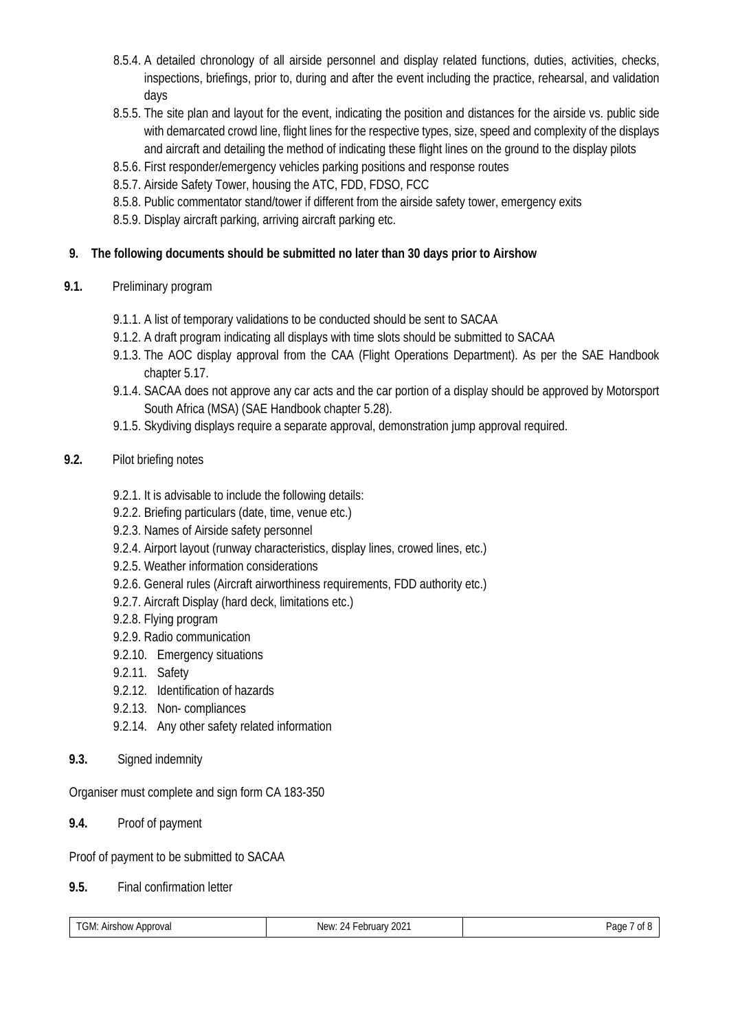8.5.4. A detailed chronology of all airside personnel and display related functions, duties, activities, checks, inspections, briefings, prior to, during and after the event including the practice, rehearsal, and validation days

8.5.5. The site plan and layout for the event, indicating the position and distances for the airside vs. public side with demarcated crowd line, flight lines for the respective types, size, speed and complexity of the displays and aircraft and detailing the method of indicating these flight lines on the ground to the display pilots

8.5.6. First responder/emergency vehicles parking positions and response routes

8.5.7. Airside Safety Tower, housing the ATC, FDD, FDSO, FCC

8.5.8. Public commentator stand/tower if different from the airside safety tower, emergency exits

8.5.9. Display aircraft parking, arriving aircraft parking etc.

## 9. The following documents should be submitted no later than 30 days prior to Airshow

**9.1.** Preliminary program

9.1.1. A list of temporary validations to be conducted should be sent to SACAA

9.1.2. A draft program indicating all displays with time slots should be submitted to SACAA

9.1.3. The AOC display approval from the CAA (Flight Operations Department). As per the SAE Handbook chapter 5.17.

9.1.4. SACAA does not approve any car acts and the car portion of a display should be approved by Motorsport South Africa (MSA) (SAE Handbook chapter 5.28).

9.1.5. Skydiving displays require a separate approval, demonstration jump approval required.

**9.2.** Pilot briefing notes

9.2.1. It is advisable to include the following details:

9.2.2. Briefing particulars (date, time, venue etc.)

9.2.3. Names of Airside safety personnel

9.2.4. Airport layout (runway characteristics, display lines, crowed lines, etc.)

9.2.5. Weather information considerations

9.2.6. General rules (Aircraft airworthiness requirements, FDD authority etc.)

9.2.7. Aircraft Display (hard deck, limitations etc.)

9.2.8. Flying program

9.2.9. Radio communication

9.2.10. Emergency situations

9.2.11. Safety

9.2.12. Identification of hazards

9.2.13. Non- compliances

9.2.14. Any other safety related information

**9.3.** Signed indemnity

Organiser must complete and sign form CA 183-350

**9.4.** Proof of payment

Proof of payment to be submitted to SACAA

**9.5.** Final confirmation letter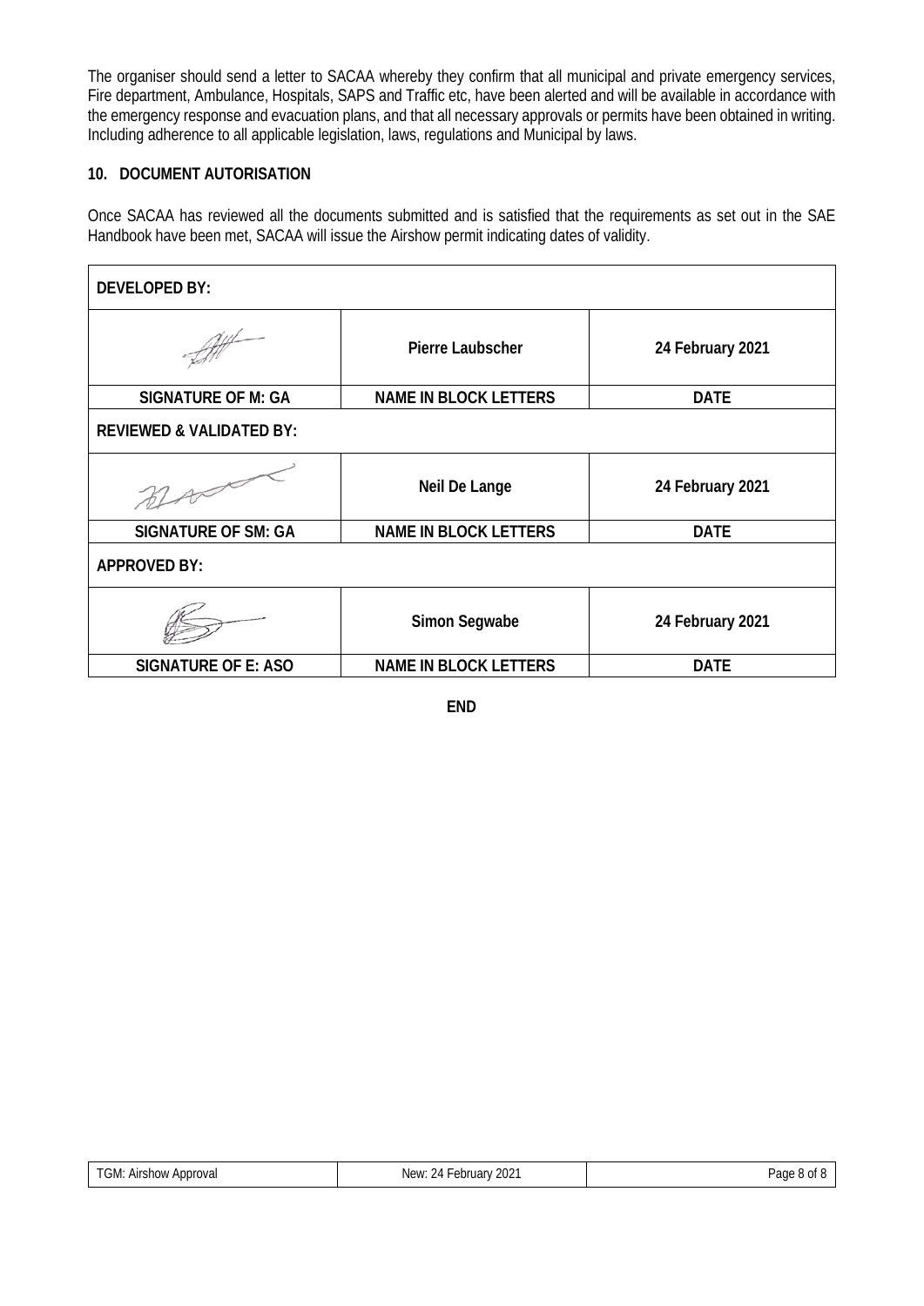The organiser should send a letter to SACAA whereby they confirm that all municipal and private emergency services, Fire department, Ambulance, Hospitals, SAPS and Traffic etc, have been alerted and will be available in accordance with the emergency response and evacuation plans, and that all necessary approvals or permits have been obtained in writing. Including adherence to all applicable legislation, laws, regulations and Municipal by laws.

## 10. DOCUMENT AUTORISATION

Once SACAA has reviewed all the documents submitted and is satisfied that the requirements as set out in the SAE Handbook have been met, SACAA will issue the Airshow permit indicating dates of validity.

| | | |
|---|---|---|
| **DEVELOPED BY:** | | |
| | **Pierre Laubscher** | **24 February 2021** |
| **SIGNATURE OF M: GA** | **NAME IN BLOCK LETTERS** | **DATE** |
| **REVIEWED & VALIDATED BY:** | | |
| | **Neil De Lange** | **24 February 2021** |
| **SIGNATURE OF SM: GA** | **NAME IN BLOCK LETTERS** | **DATE** |
| **APPROVED BY:** | | |
| | **Simon Segwabe** | **24 February 2021** |
| **SIGNATURE OF E: ASO** | **NAME IN BLOCK LETTERS** | **DATE** |

**END**